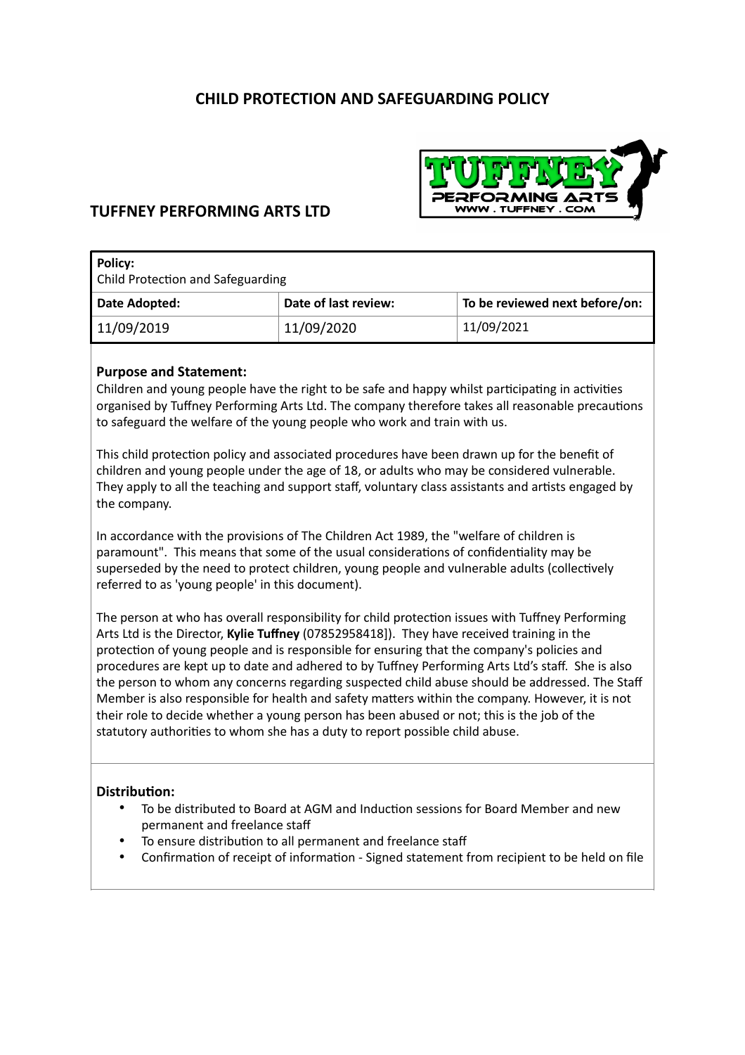# CHILD PROTECTION AND SAFEGUARDING POLICY

## TUFFNEY PERFORMING ARTS LTD

| **Policy:** Child Protection and Safeguarding | | |
|---|---|---|
| **Date Adopted:** | **Date of last review:** | **To be reviewed next before/on:** |
| 11/09/2019 | 11/09/2020 | 11/09/2021 |

**Purpose and Statement:**
Children and young people have the right to be safe and happy whilst participating in activities organised by Tuffney Performing Arts Ltd. The company therefore takes all reasonable precautions to safeguard the welfare of the young people who work and train with us.

This child protection policy and associated procedures have been drawn up for the benefit of children and young people under the age of 18, or adults who may be considered vulnerable. They apply to all the teaching and support staff, voluntary class assistants and artists engaged by the company.

In accordance with the provisions of The Children Act 1989, the "welfare of children is paramount". This means that some of the usual considerations of confidentiality may be superseded by the need to protect children, young people and vulnerable adults (collectively referred to as 'young people' in this document).

The person at who has overall responsibility for child protection issues with Tuffney Performing Arts Ltd is the Director, **Kylie Tuffney** (07852958418]). They have received training in the protection of young people and is responsible for ensuring that the company's policies and procedures are kept up to date and adhered to by Tuffney Performing Arts Ltd's staff. She is also the person to whom any concerns regarding suspected child abuse should be addressed. The Staff Member is also responsible for health and safety matters within the company. However, it is not their role to decide whether a young person has been abused or not; this is the job of the statutory authorities to whom she has a duty to report possible child abuse.

**Distribution:**

- To be distributed to Board at AGM and Induction sessions for Board Member and new permanent and freelance staff
- To ensure distribution to all permanent and freelance staff
- Confirmation of receipt of information - Signed statement from recipient to be held on file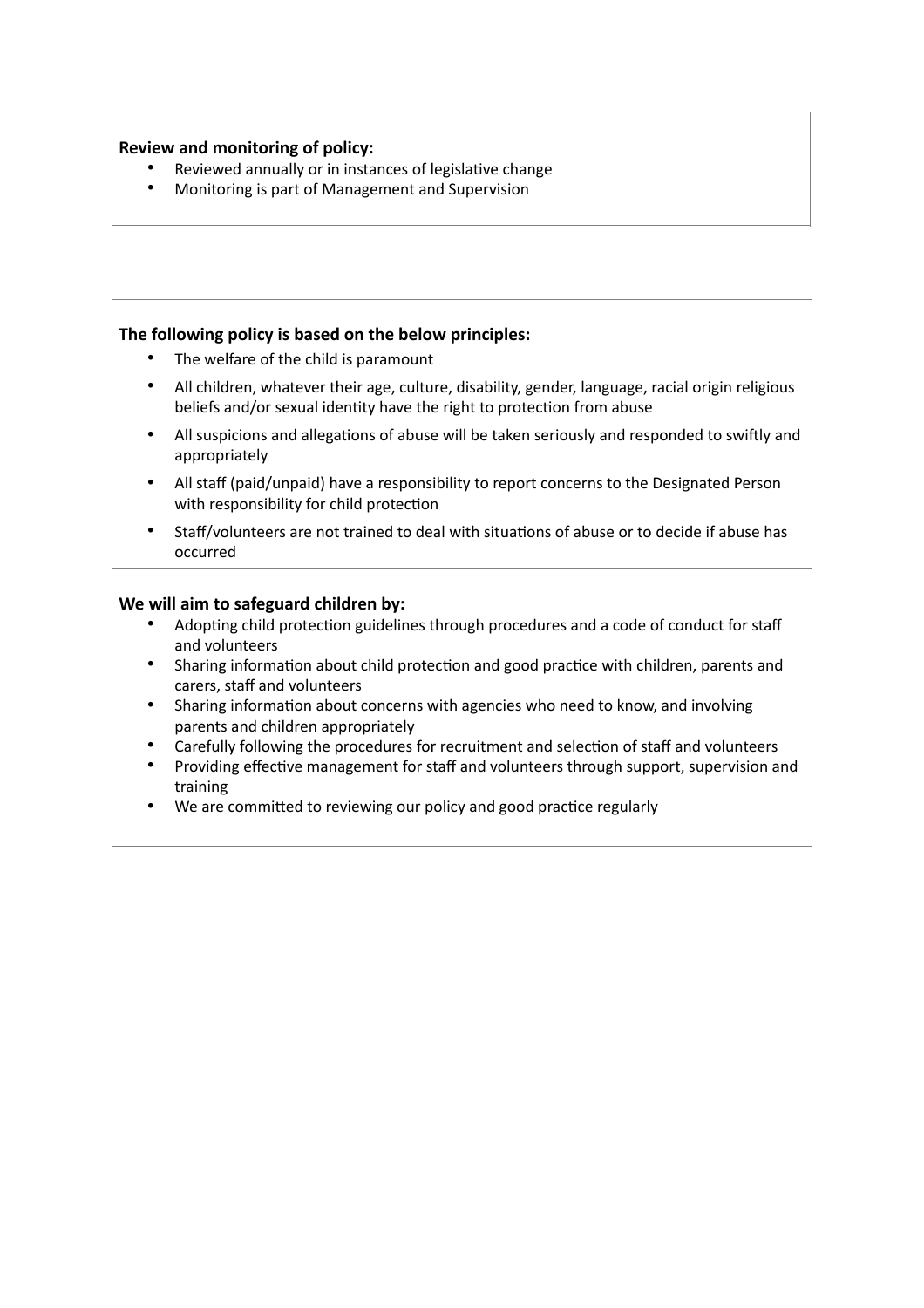**Review and monitoring of policy:**

- Reviewed annually or in instances of legislative change
- Monitoring is part of Management and Supervision

**The following policy is based on the below principles:**

- The welfare of the child is paramount
- All children, whatever their age, culture, disability, gender, language, racial origin religious beliefs and/or sexual identity have the right to protection from abuse
- All suspicions and allegations of abuse will be taken seriously and responded to swiftly and appropriately
- All staff (paid/unpaid) have a responsibility to report concerns to the Designated Person with responsibility for child protection
- Staff/volunteers are not trained to deal with situations of abuse or to decide if abuse has occurred

**We will aim to safeguard children by:**

- Adopting child protection guidelines through procedures and a code of conduct for staff and volunteers
- Sharing information about child protection and good practice with children, parents and carers, staff and volunteers
- Sharing information about concerns with agencies who need to know, and involving parents and children appropriately
- Carefully following the procedures for recruitment and selection of staff and volunteers
- Providing effective management for staff and volunteers through support, supervision and training
- We are committed to reviewing our policy and good practice regularly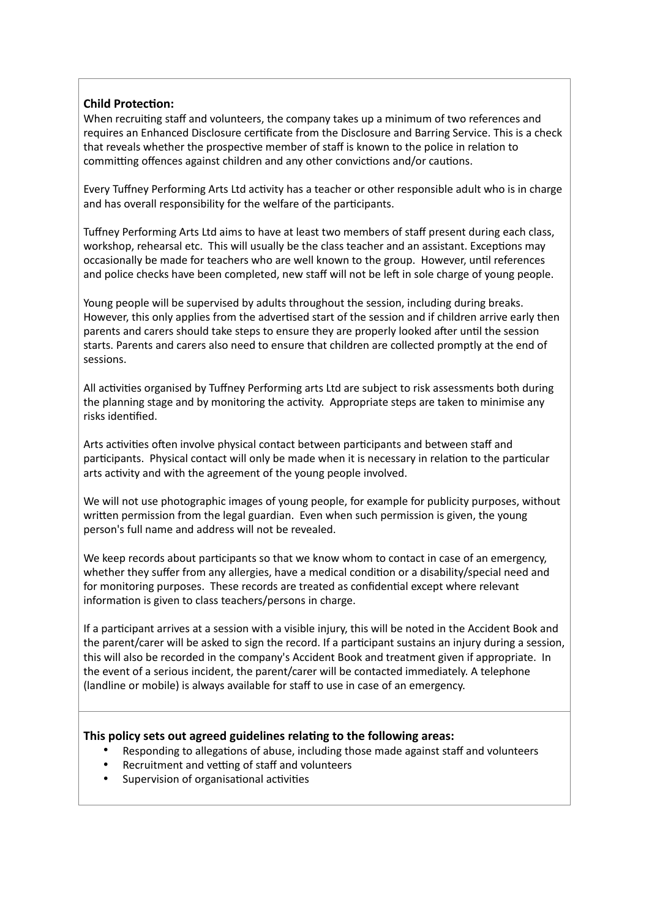**Child Protection:**

When recruiting staff and volunteers, the company takes up a minimum of two references and requires an Enhanced Disclosure certificate from the Disclosure and Barring Service. This is a check that reveals whether the prospective member of staff is known to the police in relation to committing offences against children and any other convictions and/or cautions.

Every Tuffney Performing Arts Ltd activity has a teacher or other responsible adult who is in charge and has overall responsibility for the welfare of the participants.

Tuffney Performing Arts Ltd aims to have at least two members of staff present during each class, workshop, rehearsal etc. This will usually be the class teacher and an assistant. Exceptions may occasionally be made for teachers who are well known to the group. However, until references and police checks have been completed, new staff will not be left in sole charge of young people.

Young people will be supervised by adults throughout the session, including during breaks. However, this only applies from the advertised start of the session and if children arrive early then parents and carers should take steps to ensure they are properly looked after until the session starts. Parents and carers also need to ensure that children are collected promptly at the end of sessions.

All activities organised by Tuffney Performing arts Ltd are subject to risk assessments both during the planning stage and by monitoring the activity. Appropriate steps are taken to minimise any risks identified.

Arts activities often involve physical contact between participants and between staff and participants. Physical contact will only be made when it is necessary in relation to the particular arts activity and with the agreement of the young people involved.

We will not use photographic images of young people, for example for publicity purposes, without written permission from the legal guardian. Even when such permission is given, the young person's full name and address will not be revealed.

We keep records about participants so that we know whom to contact in case of an emergency, whether they suffer from any allergies, have a medical condition or a disability/special need and for monitoring purposes. These records are treated as confidential except where relevant information is given to class teachers/persons in charge.

If a participant arrives at a session with a visible injury, this will be noted in the Accident Book and the parent/carer will be asked to sign the record. If a participant sustains an injury during a session, this will also be recorded in the company's Accident Book and treatment given if appropriate. In the event of a serious incident, the parent/carer will be contacted immediately. A telephone (landline or mobile) is always available for staff to use in case of an emergency.

**This policy sets out agreed guidelines relating to the following areas:**

- Responding to allegations of abuse, including those made against staff and volunteers
- Recruitment and vetting of staff and volunteers
- Supervision of organisational activities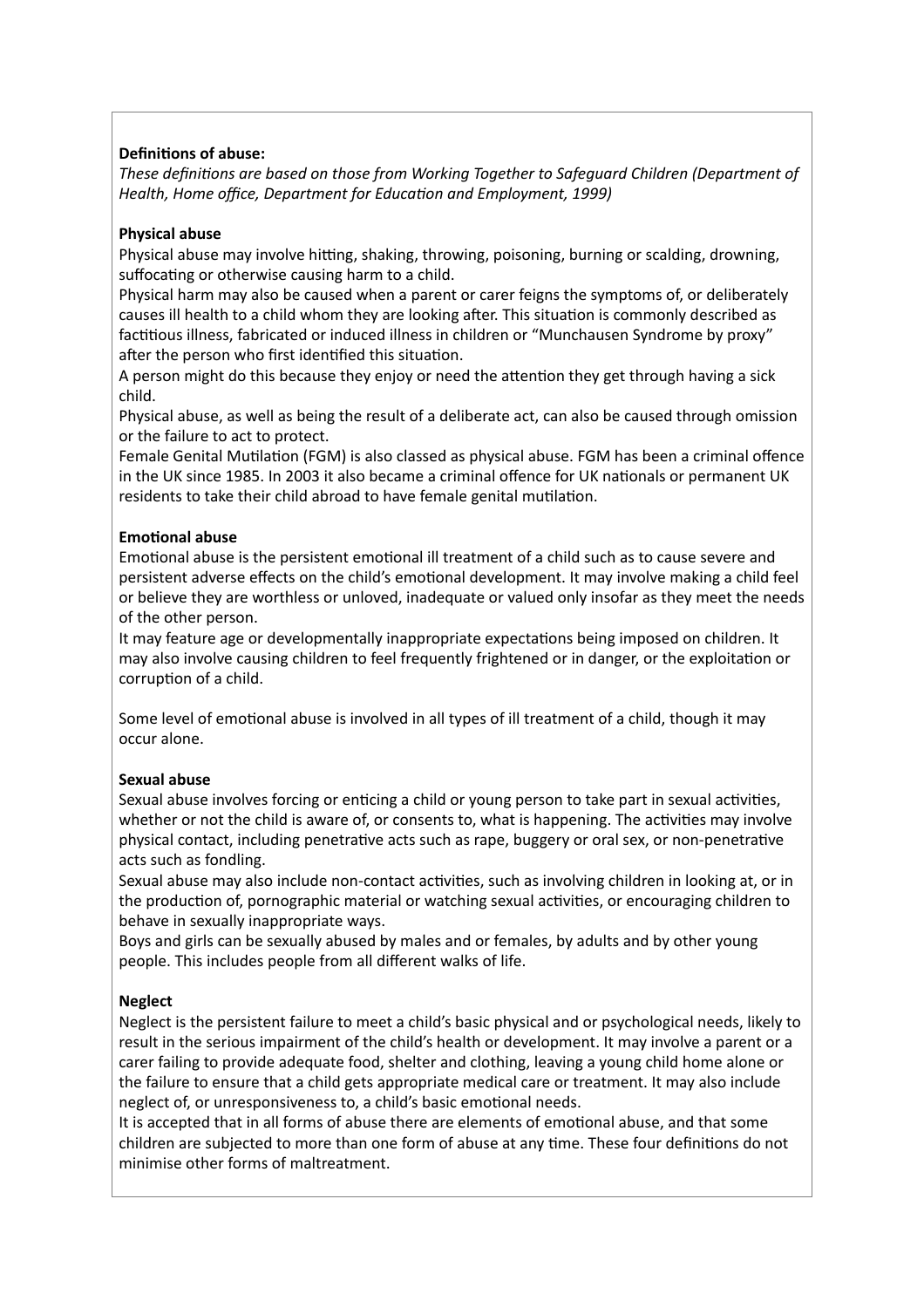**Definitions of abuse:**

*These definitions are based on those from Working Together to Safeguard Children (Department of Health, Home office, Department for Education and Employment, 1999)*

**Physical abuse**

Physical abuse may involve hitting, shaking, throwing, poisoning, burning or scalding, drowning, suffocating or otherwise causing harm to a child.

Physical harm may also be caused when a parent or carer feigns the symptoms of, or deliberately causes ill health to a child whom they are looking after. This situation is commonly described as factitious illness, fabricated or induced illness in children or "Munchausen Syndrome by proxy" after the person who first identified this situation.

A person might do this because they enjoy or need the attention they get through having a sick child.

Physical abuse, as well as being the result of a deliberate act, can also be caused through omission or the failure to act to protect.

Female Genital Mutilation (FGM) is also classed as physical abuse. FGM has been a criminal offence in the UK since 1985. In 2003 it also became a criminal offence for UK nationals or permanent UK residents to take their child abroad to have female genital mutilation.

**Emotional abuse**

Emotional abuse is the persistent emotional ill treatment of a child such as to cause severe and persistent adverse effects on the child's emotional development. It may involve making a child feel or believe they are worthless or unloved, inadequate or valued only insofar as they meet the needs of the other person.

It may feature age or developmentally inappropriate expectations being imposed on children. It may also involve causing children to feel frequently frightened or in danger, or the exploitation or corruption of a child.

Some level of emotional abuse is involved in all types of ill treatment of a child, though it may occur alone.

**Sexual abuse**

Sexual abuse involves forcing or enticing a child or young person to take part in sexual activities, whether or not the child is aware of, or consents to, what is happening. The activities may involve physical contact, including penetrative acts such as rape, buggery or oral sex, or non-penetrative acts such as fondling.

Sexual abuse may also include non-contact activities, such as involving children in looking at, or in the production of, pornographic material or watching sexual activities, or encouraging children to behave in sexually inappropriate ways.

Boys and girls can be sexually abused by males and or females, by adults and by other young people. This includes people from all different walks of life.

**Neglect**

Neglect is the persistent failure to meet a child's basic physical and or psychological needs, likely to result in the serious impairment of the child's health or development. It may involve a parent or a carer failing to provide adequate food, shelter and clothing, leaving a young child home alone or the failure to ensure that a child gets appropriate medical care or treatment. It may also include neglect of, or unresponsiveness to, a child's basic emotional needs.

It is accepted that in all forms of abuse there are elements of emotional abuse, and that some children are subjected to more than one form of abuse at any time. These four definitions do not minimise other forms of maltreatment.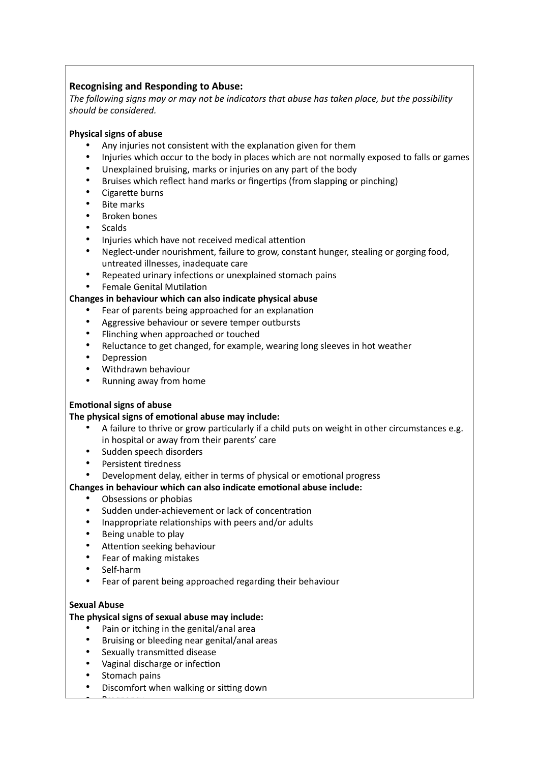**Recognising and Responding to Abuse:**

*The following signs may or may not be indicators that abuse has taken place, but the possibility should be considered.*

**Physical signs of abuse**

- Any injuries not consistent with the explanation given for them
- Injuries which occur to the body in places which are not normally exposed to falls or games
- Unexplained bruising, marks or injuries on any part of the body
- Bruises which reflect hand marks or fingertips (from slapping or pinching)
- Cigarette burns
- Bite marks
- Broken bones
- Scalds
- Injuries which have not received medical attention
- Neglect-under nourishment, failure to grow, constant hunger, stealing or gorging food, untreated illnesses, inadequate care
- Repeated urinary infections or unexplained stomach pains
- Female Genital Mutilation

**Changes in behaviour which can also indicate physical abuse**

- Fear of parents being approached for an explanation
- Aggressive behaviour or severe temper outbursts
- Flinching when approached or touched
- Reluctance to get changed, for example, wearing long sleeves in hot weather
- Depression
- Withdrawn behaviour
- Running away from home

**Emotional signs of abuse**

**The physical signs of emotional abuse may include:**

- A failure to thrive or grow particularly if a child puts on weight in other circumstances e.g. in hospital or away from their parents' care
- Sudden speech disorders
- Persistent tiredness
- Development delay, either in terms of physical or emotional progress

**Changes in behaviour which can also indicate emotional abuse include:**

- Obsessions or phobias
- Sudden under-achievement or lack of concentration
- Inappropriate relationships with peers and/or adults
- Being unable to play
- Attention seeking behaviour
- Fear of making mistakes
- Self-harm
- Fear of parent being approached regarding their behaviour

**Sexual Abuse**

**The physical signs of sexual abuse may include:**

- Pain or itching in the genital/anal area
- Bruising or bleeding near genital/anal areas
- Sexually transmitted disease
- Vaginal discharge or infection
- Stomach pains
- Discomfort when walking or sitting down
- Pregnancy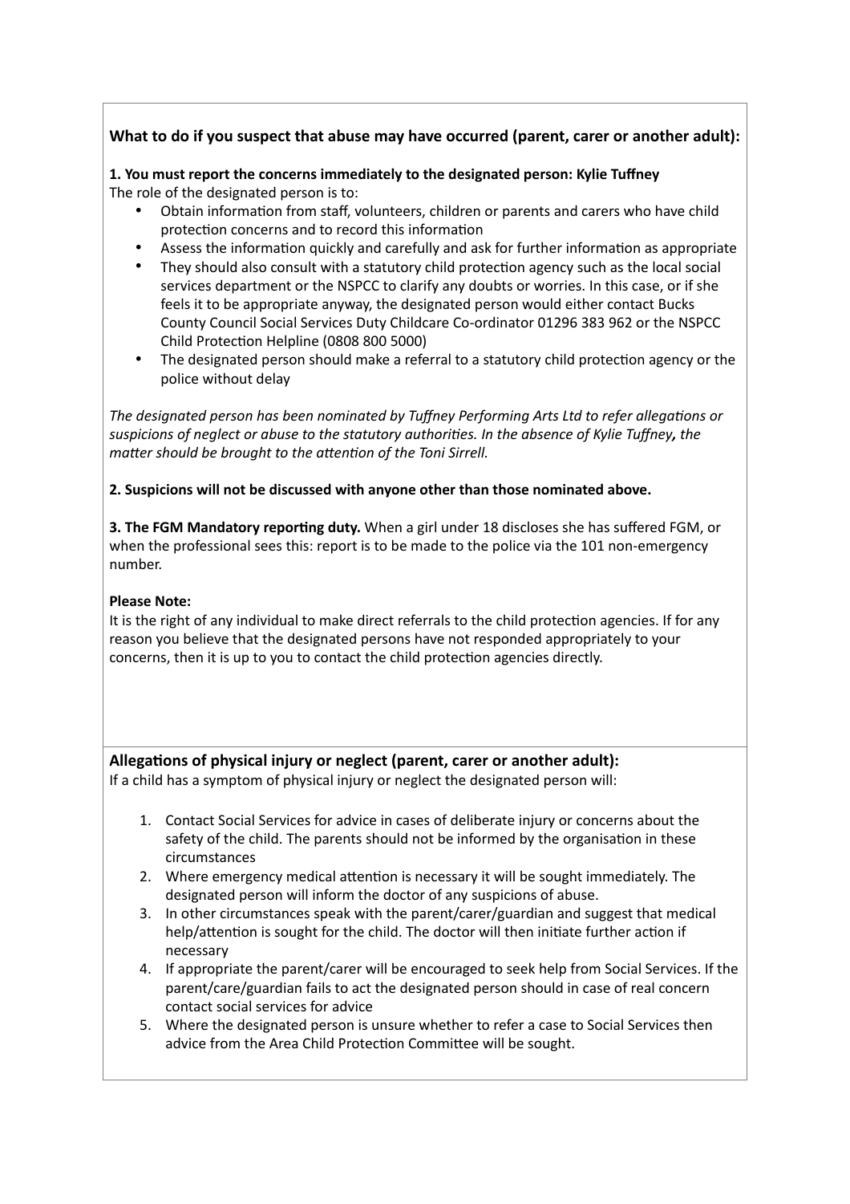**What to do if you suspect that abuse may have occurred (parent, carer or another adult):**

**1. You must report the concerns immediately to the designated person: Kylie Tuffney**
The role of the designated person is to:

- Obtain information from staff, volunteers, children or parents and carers who have child protection concerns and to record this information
- Assess the information quickly and carefully and ask for further information as appropriate
- They should also consult with a statutory child protection agency such as the local social services department or the NSPCC to clarify any doubts or worries. In this case, or if she feels it to be appropriate anyway, the designated person would either contact Bucks County Council Social Services Duty Childcare Co-ordinator 01296 383 962 or the NSPCC Child Protection Helpline (0808 800 5000)
- The designated person should make a referral to a statutory child protection agency or the police without delay

*The designated person has been nominated by Tuffney Performing Arts Ltd to refer allegations or suspicions of neglect or abuse to the statutory authorities. In the absence of Kylie Tuffney, the matter should be brought to the attention of the Toni Sirrell.*

**2. Suspicions will not be discussed with anyone other than those nominated above.**

**3. The FGM Mandatory reporting duty.** When a girl under 18 discloses she has suffered FGM, or when the professional sees this: report is to be made to the police via the 101 non-emergency number.

**Please Note:**
It is the right of any individual to make direct referrals to the child protection agencies. If for any reason you believe that the designated persons have not responded appropriately to your concerns, then it is up to you to contact the child protection agencies directly.

**Allegations of physical injury or neglect (parent, carer or another adult):**
If a child has a symptom of physical injury or neglect the designated person will:

1. Contact Social Services for advice in cases of deliberate injury or concerns about the safety of the child. The parents should not be informed by the organisation in these circumstances
2. Where emergency medical attention is necessary it will be sought immediately. The designated person will inform the doctor of any suspicions of abuse.
3. In other circumstances speak with the parent/carer/guardian and suggest that medical help/attention is sought for the child. The doctor will then initiate further action if necessary
4. If appropriate the parent/carer will be encouraged to seek help from Social Services. If the parent/care/guardian fails to act the designated person should in case of real concern contact social services for advice
5. Where the designated person is unsure whether to refer a case to Social Services then advice from the Area Child Protection Committee will be sought.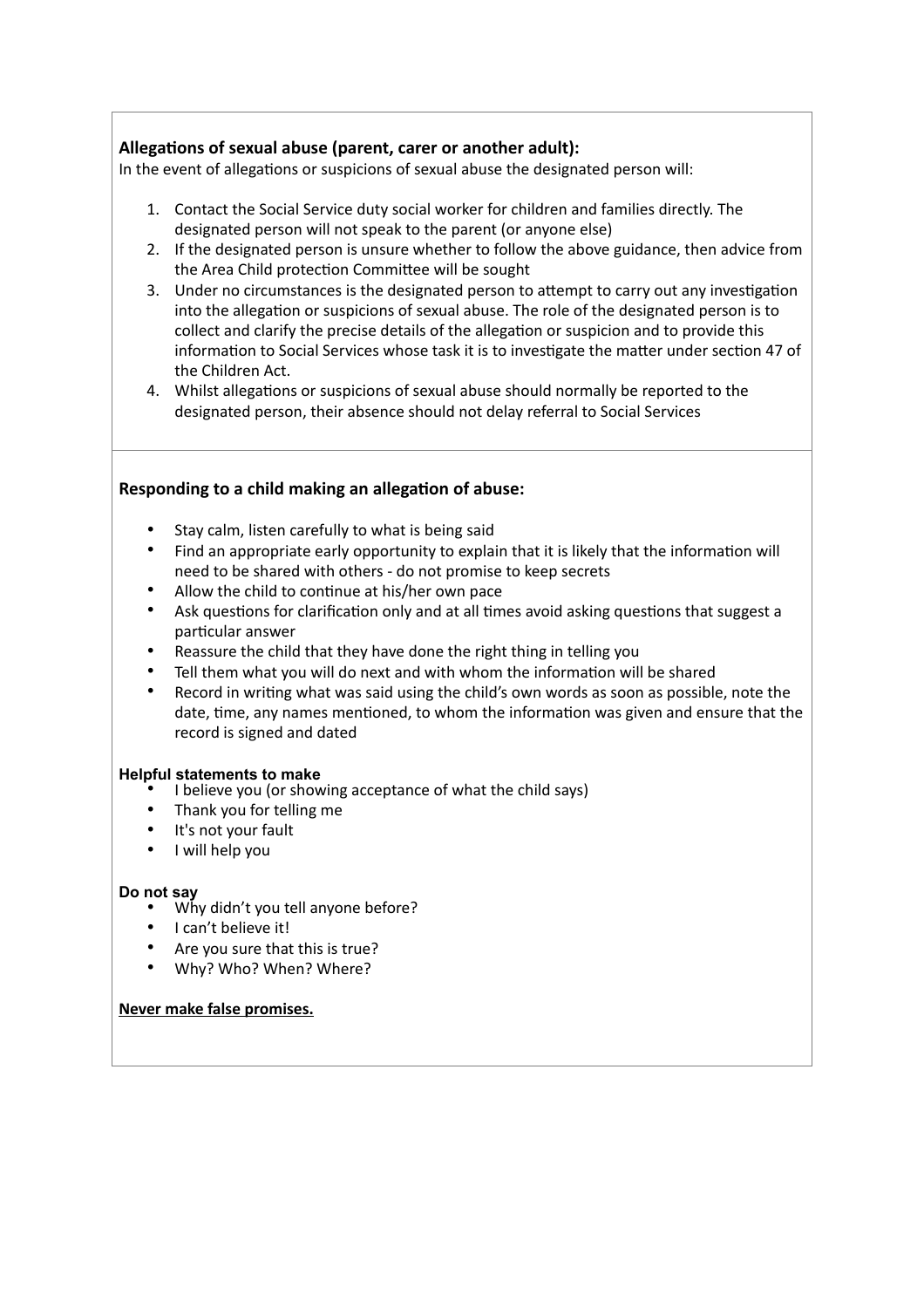**Allegations of sexual abuse (parent, carer or another adult):**

In the event of allegations or suspicions of sexual abuse the designated person will:

1. Contact the Social Service duty social worker for children and families directly. The designated person will not speak to the parent (or anyone else)
2. If the designated person is unsure whether to follow the above guidance, then advice from the Area Child protection Committee will be sought
3. Under no circumstances is the designated person to attempt to carry out any investigation into the allegation or suspicions of sexual abuse. The role of the designated person is to collect and clarify the precise details of the allegation or suspicion and to provide this information to Social Services whose task it is to investigate the matter under section 47 of the Children Act.
4. Whilst allegations or suspicions of sexual abuse should normally be reported to the designated person, their absence should not delay referral to Social Services

**Responding to a child making an allegation of abuse:**

- Stay calm, listen carefully to what is being said
- Find an appropriate early opportunity to explain that it is likely that the information will need to be shared with others - do not promise to keep secrets
- Allow the child to continue at his/her own pace
- Ask questions for clarification only and at all times avoid asking questions that suggest a particular answer
- Reassure the child that they have done the right thing in telling you
- Tell them what you will do next and with whom the information will be shared
- Record in writing what was said using the child's own words as soon as possible, note the date, time, any names mentioned, to whom the information was given and ensure that the record is signed and dated

**Helpful statements to make**

- I believe you (or showing acceptance of what the child says)
- Thank you for telling me
- It's not your fault
- I will help you

**Do not say**

- Why didn't you tell anyone before?
- I can't believe it!
- Are you sure that this is true?
- Why? Who? When? Where?

**Never make false promises.**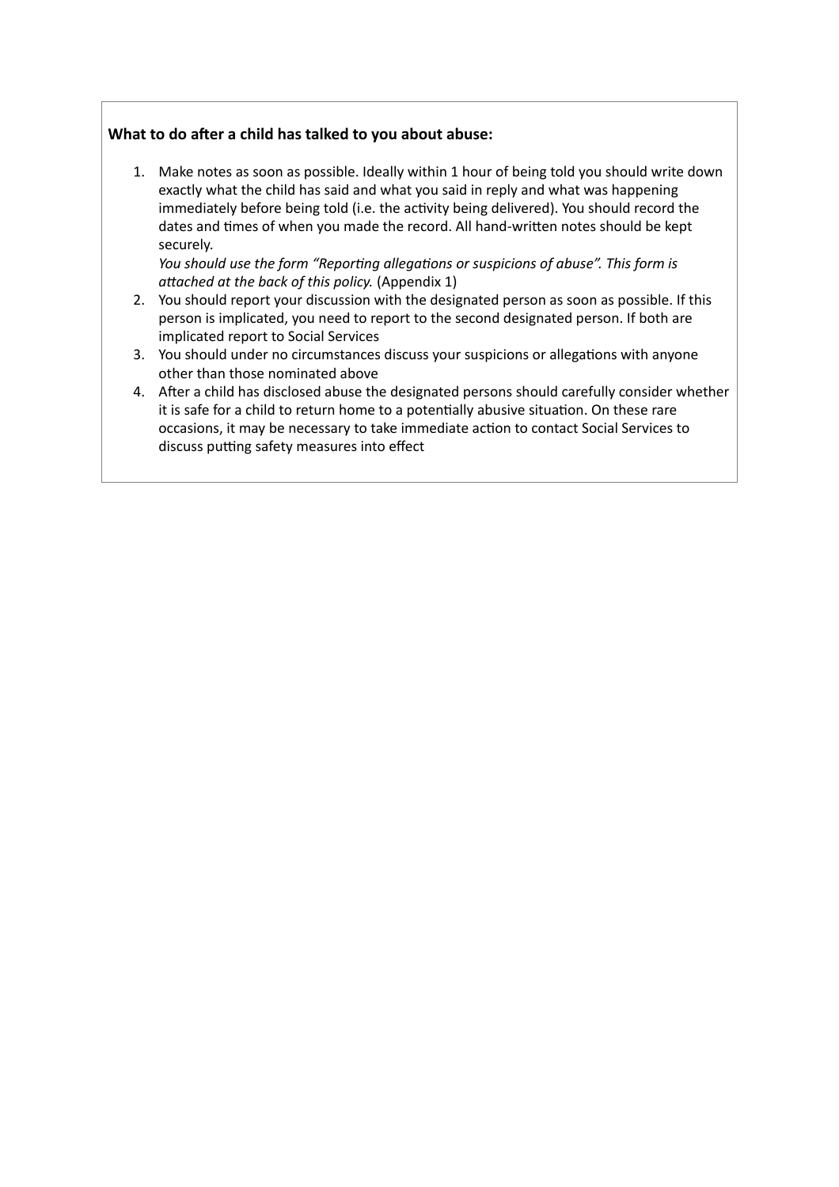**What to do after a child has talked to you about abuse:**

1. Make notes as soon as possible. Ideally within 1 hour of being told you should write down exactly what the child has said and what you said in reply and what was happening immediately before being told (i.e. the activity being delivered). You should record the dates and times of when you made the record. All hand-written notes should be kept securely.
   *You should use the form "Reporting allegations or suspicions of abuse". This form is attached at the back of this policy.* (Appendix 1)
2. You should report your discussion with the designated person as soon as possible. If this person is implicated, you need to report to the second designated person. If both are implicated report to Social Services
3. You should under no circumstances discuss your suspicions or allegations with anyone other than those nominated above
4. After a child has disclosed abuse the designated persons should carefully consider whether it is safe for a child to return home to a potentially abusive situation. On these rare occasions, it may be necessary to take immediate action to contact Social Services to discuss putting safety measures into effect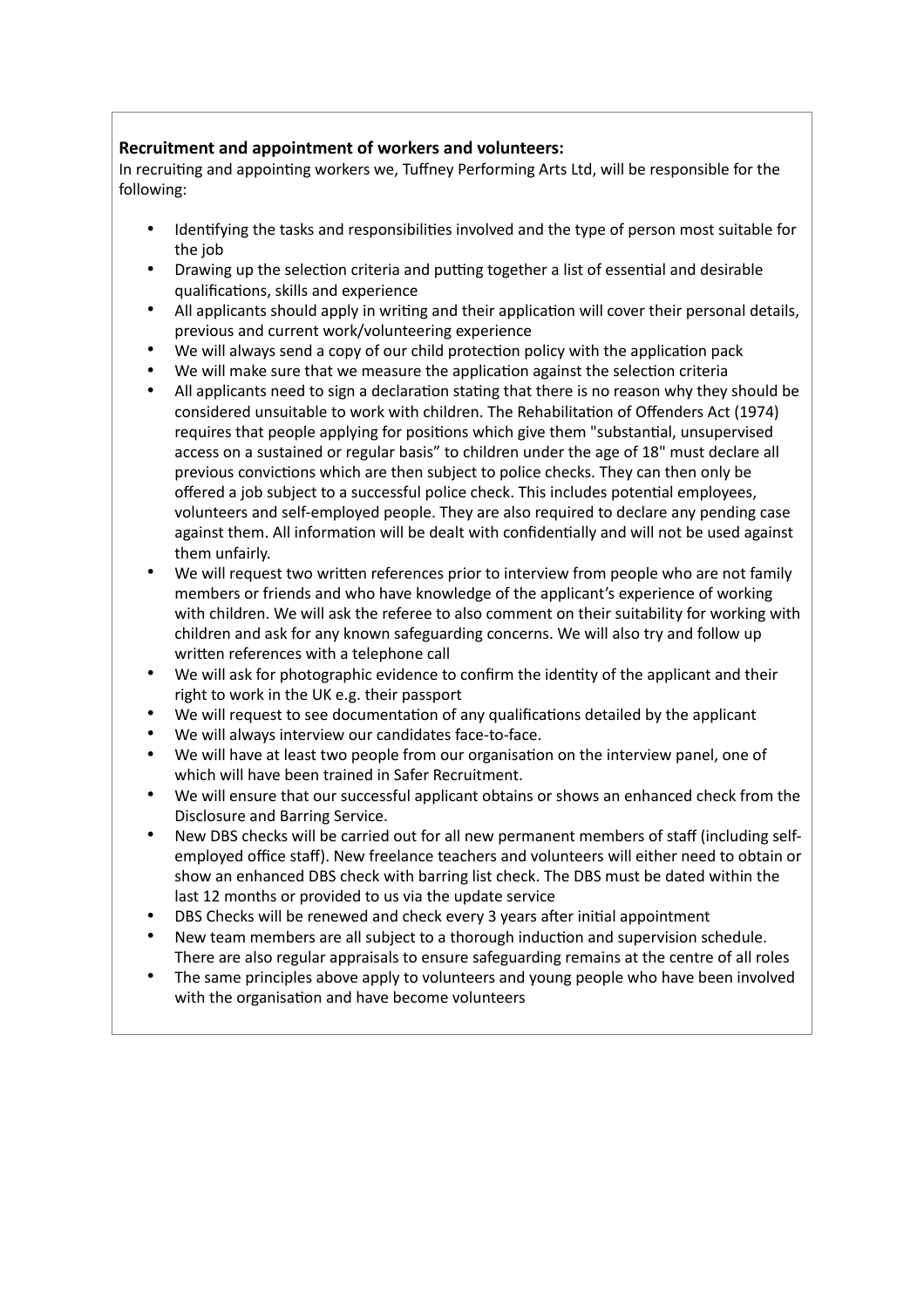**Recruitment and appointment of workers and volunteers:**

In recruiting and appointing workers we, Tuffney Performing Arts Ltd, will be responsible for the following:

- Identifying the tasks and responsibilities involved and the type of person most suitable for the job
- Drawing up the selection criteria and putting together a list of essential and desirable qualifications, skills and experience
- All applicants should apply in writing and their application will cover their personal details, previous and current work/volunteering experience
- We will always send a copy of our child protection policy with the application pack
- We will make sure that we measure the application against the selection criteria
- All applicants need to sign a declaration stating that there is no reason why they should be considered unsuitable to work with children. The Rehabilitation of Offenders Act (1974) requires that people applying for positions which give them "substantial, unsupervised access on a sustained or regular basis" to children under the age of 18" must declare all previous convictions which are then subject to police checks. They can then only be offered a job subject to a successful police check. This includes potential employees, volunteers and self-employed people. They are also required to declare any pending case against them. All information will be dealt with confidentially and will not be used against them unfairly.
- We will request two written references prior to interview from people who are not family members or friends and who have knowledge of the applicant's experience of working with children. We will ask the referee to also comment on their suitability for working with children and ask for any known safeguarding concerns. We will also try and follow up written references with a telephone call
- We will ask for photographic evidence to confirm the identity of the applicant and their right to work in the UK e.g. their passport
- We will request to see documentation of any qualifications detailed by the applicant
- We will always interview our candidates face-to-face.
- We will have at least two people from our organisation on the interview panel, one of which will have been trained in Safer Recruitment.
- We will ensure that our successful applicant obtains or shows an enhanced check from the Disclosure and Barring Service.
- New DBS checks will be carried out for all new permanent members of staff (including self-employed office staff). New freelance teachers and volunteers will either need to obtain or show an enhanced DBS check with barring list check. The DBS must be dated within the last 12 months or provided to us via the update service
- DBS Checks will be renewed and check every 3 years after initial appointment
- New team members are all subject to a thorough induction and supervision schedule. There are also regular appraisals to ensure safeguarding remains at the centre of all roles
- The same principles above apply to volunteers and young people who have been involved with the organisation and have become volunteers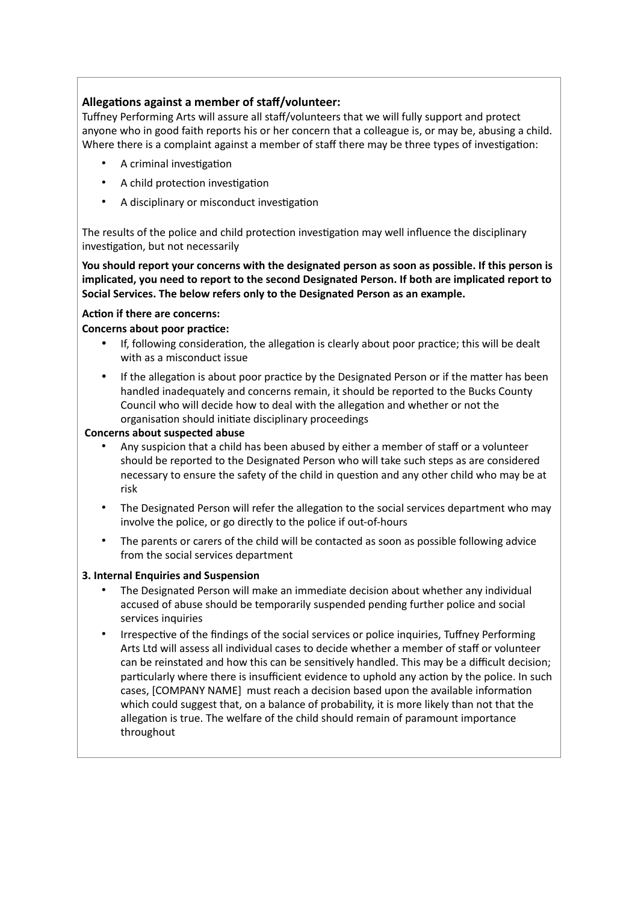**Allegations against a member of staff/volunteer:**

Tuffney Performing Arts will assure all staff/volunteers that we will fully support and protect anyone who in good faith reports his or her concern that a colleague is, or may be, abusing a child. Where there is a complaint against a member of staff there may be three types of investigation:

- A criminal investigation
- A child protection investigation
- A disciplinary or misconduct investigation

The results of the police and child protection investigation may well influence the disciplinary investigation, but not necessarily

**You should report your concerns with the designated person as soon as possible. If this person is implicated, you need to report to the second Designated Person. If both are implicated report to Social Services. The below refers only to the Designated Person as an example.**

**Action if there are concerns:**

**Concerns about poor practice:**

- If, following consideration, the allegation is clearly about poor practice; this will be dealt with as a misconduct issue
- If the allegation is about poor practice by the Designated Person or if the matter has been handled inadequately and concerns remain, it should be reported to the Bucks County Council who will decide how to deal with the allegation and whether or not the organisation should initiate disciplinary proceedings

**Concerns about suspected abuse**

- Any suspicion that a child has been abused by either a member of staff or a volunteer should be reported to the Designated Person who will take such steps as are considered necessary to ensure the safety of the child in question and any other child who may be at risk
- The Designated Person will refer the allegation to the social services department who may involve the police, or go directly to the police if out-of-hours
- The parents or carers of the child will be contacted as soon as possible following advice from the social services department

**3. Internal Enquiries and Suspension**

- The Designated Person will make an immediate decision about whether any individual accused of abuse should be temporarily suspended pending further police and social services inquiries
- Irrespective of the findings of the social services or police inquiries, Tuffney Performing Arts Ltd will assess all individual cases to decide whether a member of staff or volunteer can be reinstated and how this can be sensitively handled. This may be a difficult decision; particularly where there is insufficient evidence to uphold any action by the police. In such cases, [COMPANY NAME] must reach a decision based upon the available information which could suggest that, on a balance of probability, it is more likely than not that the allegation is true. The welfare of the child should remain of paramount importance throughout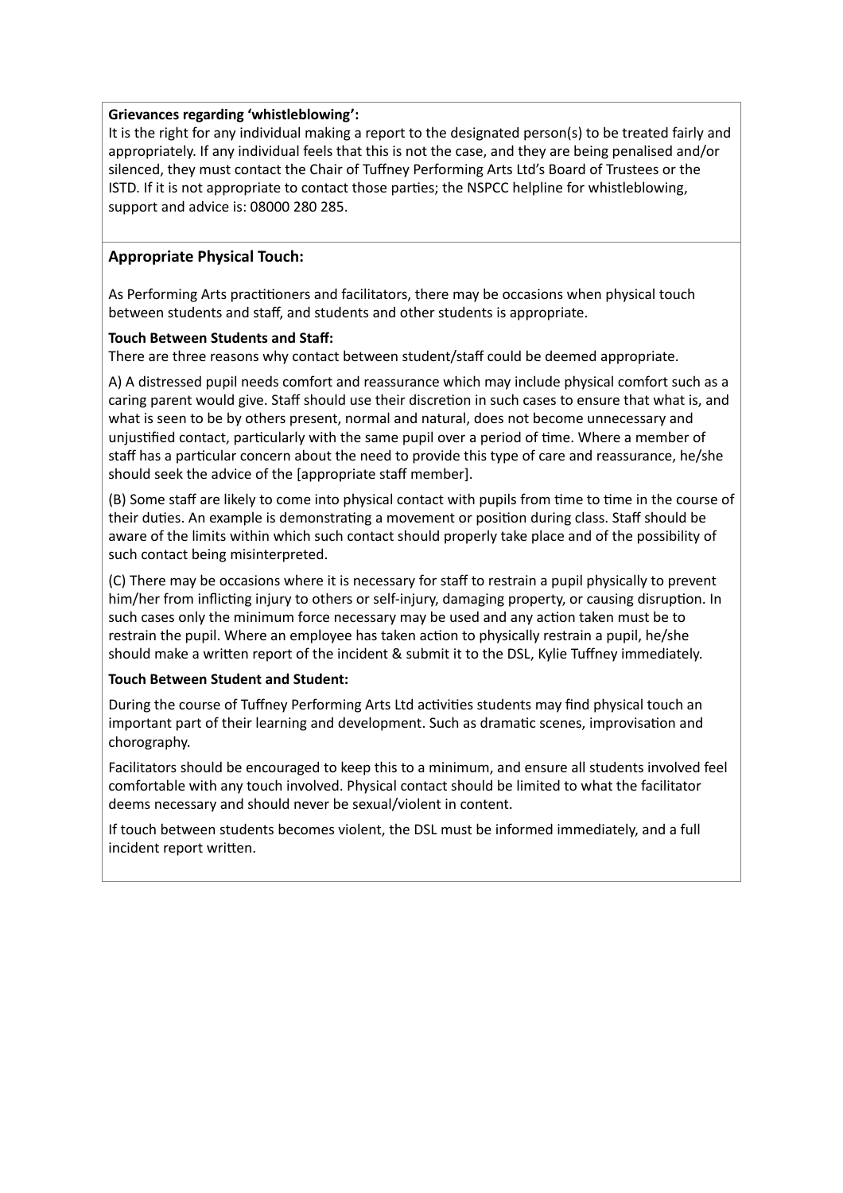**Grievances regarding 'whistleblowing':**
It is the right for any individual making a report to the designated person(s) to be treated fairly and appropriately. If any individual feels that this is not the case, and they are being penalised and/or silenced, they must contact the Chair of Tuffney Performing Arts Ltd's Board of Trustees or the ISTD. If it is not appropriate to contact those parties; the NSPCC helpline for whistleblowing, support and advice is: 08000 280 285.

### Appropriate Physical Touch:

As Performing Arts practitioners and facilitators, there may be occasions when physical touch between students and staff, and students and other students is appropriate.

**Touch Between Students and Staff:**
There are three reasons why contact between student/staff could be deemed appropriate.

A) A distressed pupil needs comfort and reassurance which may include physical comfort such as a caring parent would give. Staff should use their discretion in such cases to ensure that what is, and what is seen to be by others present, normal and natural, does not become unnecessary and unjustified contact, particularly with the same pupil over a period of time. Where a member of staff has a particular concern about the need to provide this type of care and reassurance, he/she should seek the advice of the [appropriate staff member].

(B) Some staff are likely to come into physical contact with pupils from time to time in the course of their duties. An example is demonstrating a movement or position during class. Staff should be aware of the limits within which such contact should properly take place and of the possibility of such contact being misinterpreted.

(C) There may be occasions where it is necessary for staff to restrain a pupil physically to prevent him/her from inflicting injury to others or self-injury, damaging property, or causing disruption. In such cases only the minimum force necessary may be used and any action taken must be to restrain the pupil. Where an employee has taken action to physically restrain a pupil, he/she should make a written report of the incident & submit it to the DSL, Kylie Tuffney immediately.

**Touch Between Student and Student:**

During the course of Tuffney Performing Arts Ltd activities students may find physical touch an important part of their learning and development. Such as dramatic scenes, improvisation and chorography.

Facilitators should be encouraged to keep this to a minimum, and ensure all students involved feel comfortable with any touch involved. Physical contact should be limited to what the facilitator deems necessary and should never be sexual/violent in content.

If touch between students becomes violent, the DSL must be informed immediately, and a full incident report written.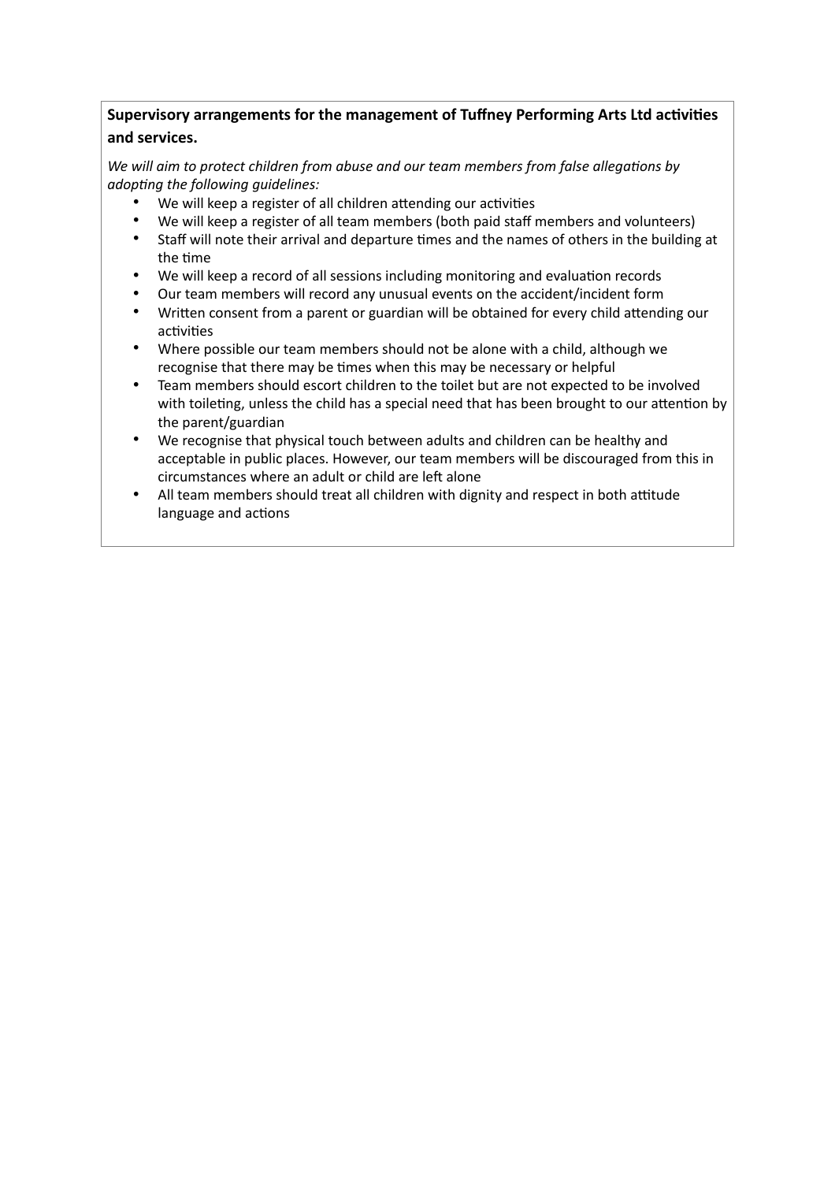**Supervisory arrangements for the management of Tuffney Performing Arts Ltd activities and services.**

*We will aim to protect children from abuse and our team members from false allegations by adopting the following guidelines:*

- We will keep a register of all children attending our activities
- We will keep a register of all team members (both paid staff members and volunteers)
- Staff will note their arrival and departure times and the names of others in the building at the time
- We will keep a record of all sessions including monitoring and evaluation records
- Our team members will record any unusual events on the accident/incident form
- Written consent from a parent or guardian will be obtained for every child attending our activities
- Where possible our team members should not be alone with a child, although we recognise that there may be times when this may be necessary or helpful
- Team members should escort children to the toilet but are not expected to be involved with toileting, unless the child has a special need that has been brought to our attention by the parent/guardian
- We recognise that physical touch between adults and children can be healthy and acceptable in public places. However, our team members will be discouraged from this in circumstances where an adult or child are left alone
- All team members should treat all children with dignity and respect in both attitude language and actions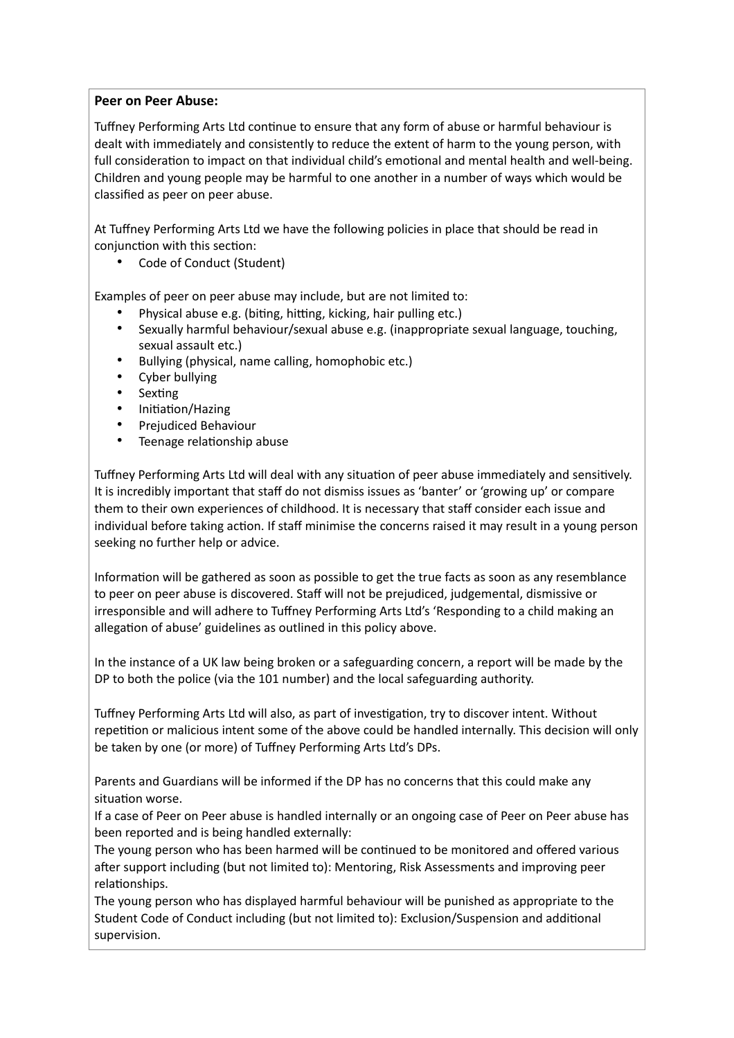**Peer on Peer Abuse:**

Tuffney Performing Arts Ltd continue to ensure that any form of abuse or harmful behaviour is dealt with immediately and consistently to reduce the extent of harm to the young person, with full consideration to impact on that individual child's emotional and mental health and well-being. Children and young people may be harmful to one another in a number of ways which would be classified as peer on peer abuse.

At Tuffney Performing Arts Ltd we have the following policies in place that should be read in conjunction with this section:

- Code of Conduct (Student)

Examples of peer on peer abuse may include, but are not limited to:

- Physical abuse e.g. (biting, hitting, kicking, hair pulling etc.)
- Sexually harmful behaviour/sexual abuse e.g. (inappropriate sexual language, touching, sexual assault etc.)
- Bullying (physical, name calling, homophobic etc.)
- Cyber bullying
- Sexting
- Initiation/Hazing
- Prejudiced Behaviour
- Teenage relationship abuse

Tuffney Performing Arts Ltd will deal with any situation of peer abuse immediately and sensitively. It is incredibly important that staff do not dismiss issues as 'banter' or 'growing up' or compare them to their own experiences of childhood. It is necessary that staff consider each issue and individual before taking action. If staff minimise the concerns raised it may result in a young person seeking no further help or advice.

Information will be gathered as soon as possible to get the true facts as soon as any resemblance to peer on peer abuse is discovered. Staff will not be prejudiced, judgemental, dismissive or irresponsible and will adhere to Tuffney Performing Arts Ltd's 'Responding to a child making an allegation of abuse' guidelines as outlined in this policy above.

In the instance of a UK law being broken or a safeguarding concern, a report will be made by the DP to both the police (via the 101 number) and the local safeguarding authority.

Tuffney Performing Arts Ltd will also, as part of investigation, try to discover intent. Without repetition or malicious intent some of the above could be handled internally. This decision will only be taken by one (or more) of Tuffney Performing Arts Ltd's DPs.

Parents and Guardians will be informed if the DP has no concerns that this could make any situation worse.
If a case of Peer on Peer abuse is handled internally or an ongoing case of Peer on Peer abuse has been reported and is being handled externally:
The young person who has been harmed will be continued to be monitored and offered various after support including (but not limited to): Mentoring, Risk Assessments and improving peer relationships.
The young person who has displayed harmful behaviour will be punished as appropriate to the Student Code of Conduct including (but not limited to): Exclusion/Suspension and additional supervision.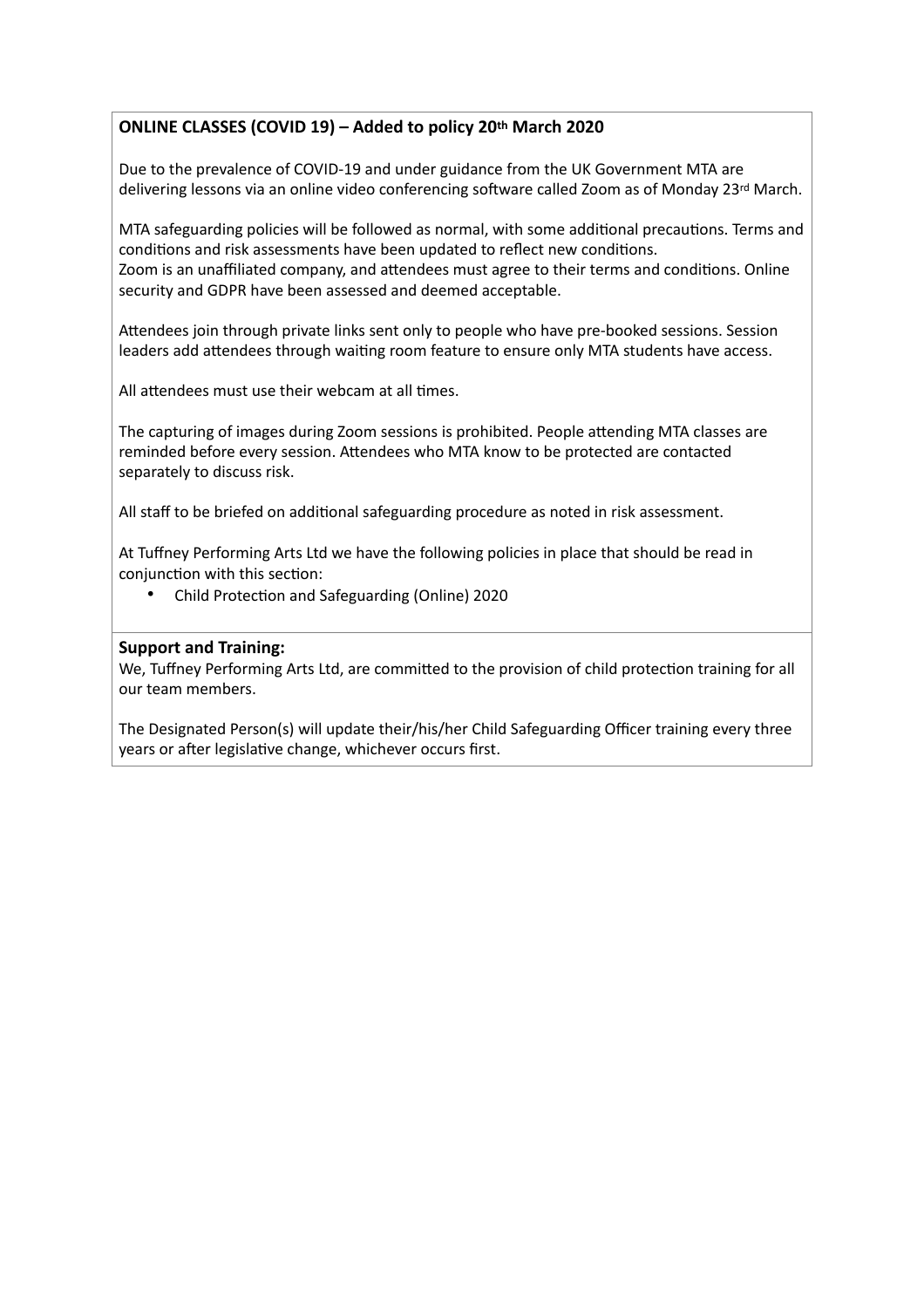**ONLINE CLASSES (COVID 19) – Added to policy 20th March 2020**

Due to the prevalence of COVID-19 and under guidance from the UK Government MTA are delivering lessons via an online video conferencing software called Zoom as of Monday 23rd March.

MTA safeguarding policies will be followed as normal, with some additional precautions. Terms and conditions and risk assessments have been updated to reflect new conditions.
Zoom is an unaffiliated company, and attendees must agree to their terms and conditions. Online security and GDPR have been assessed and deemed acceptable.

Attendees join through private links sent only to people who have pre-booked sessions. Session leaders add attendees through waiting room feature to ensure only MTA students have access.

All attendees must use their webcam at all times.

The capturing of images during Zoom sessions is prohibited. People attending MTA classes are reminded before every session. Attendees who MTA know to be protected are contacted separately to discuss risk.

All staff to be briefed on additional safeguarding procedure as noted in risk assessment.

At Tuffney Performing Arts Ltd we have the following policies in place that should be read in conjunction with this section:

- Child Protection and Safeguarding (Online) 2020

**Support and Training:**

We, Tuffney Performing Arts Ltd, are committed to the provision of child protection training for all our team members.

The Designated Person(s) will update their/his/her Child Safeguarding Officer training every three years or after legislative change, whichever occurs first.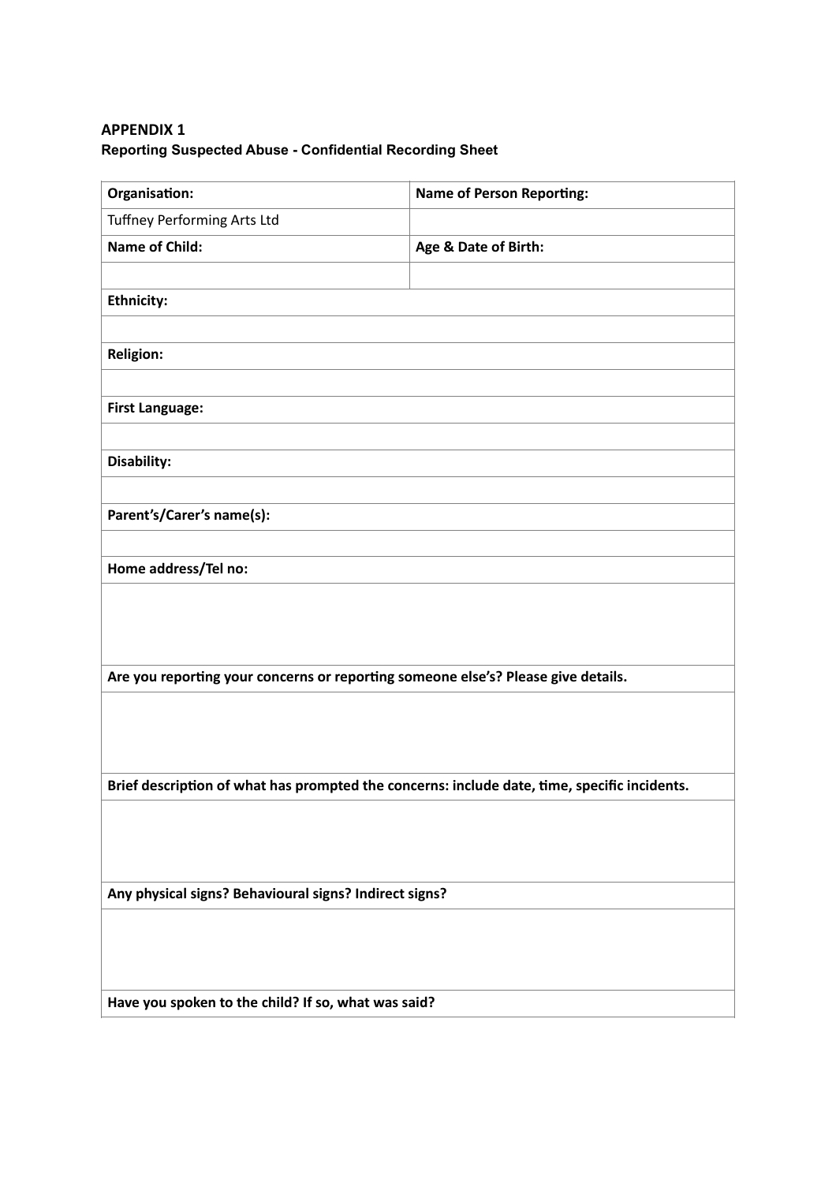**APPENDIX 1**

**Reporting Suspected Abuse - Confidential Recording Sheet**

| **Organisation:** | **Name of Person Reporting:** |
| --- | --- |
| Tuffney Performing Arts Ltd | |
| **Name of Child:** | **Age & Date of Birth:** |
| | |
| **Ethnicity:** | |
| | |
| **Religion:** | |
| | |
| **First Language:** | |
| | |
| **Disability:** | |
| | |
| **Parent's/Carer's name(s):** | |
| | |
| **Home address/Tel no:** | |
| | |
| **Are you reporting your concerns or reporting someone else's? Please give details.** | |
| | |
| **Brief description of what has prompted the concerns: include date, time, specific incidents.** | |
| | |
| **Any physical signs? Behavioural signs? Indirect signs?** | |
| | |
| **Have you spoken to the child? If so, what was said?** | |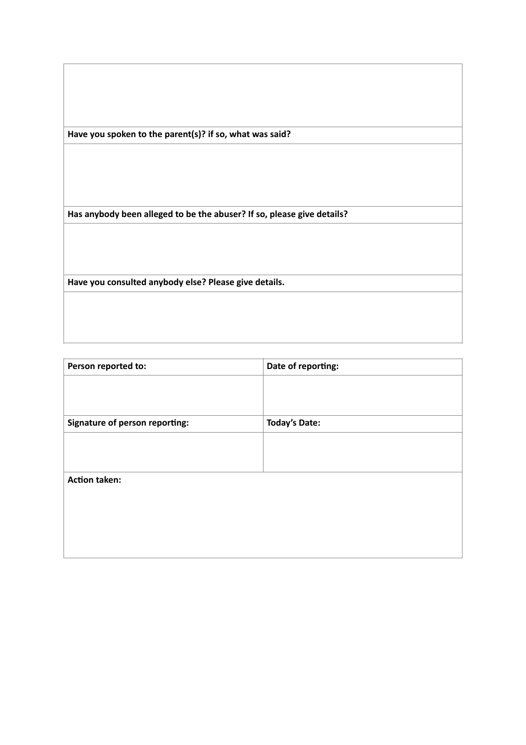| |
|---|
| |
| **Have you spoken to the parent(s)? if so, what was said?** |
| |
| **Has anybody been alleged to be the abuser? If so, please give details?** |
| |
| **Have you consulted anybody else? Please give details.** |
| |

| **Person reported to:** | **Date of reporting:** |
|---|---|
| | |
| **Signature of person reporting:** | **Today's Date:** |
| | |
| **Action taken:** | |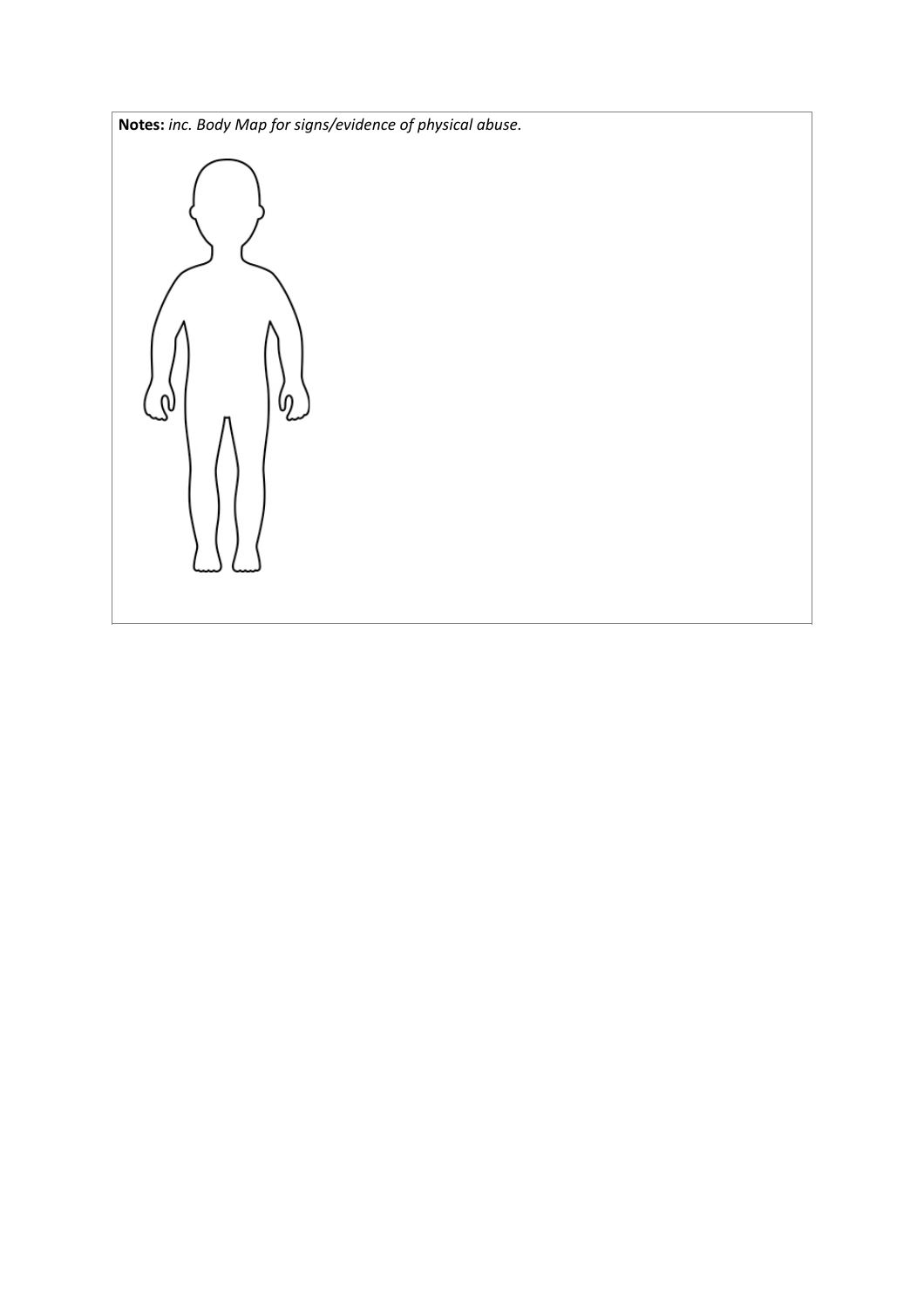**Notes:** *inc. Body Map for signs/evidence of physical abuse.*